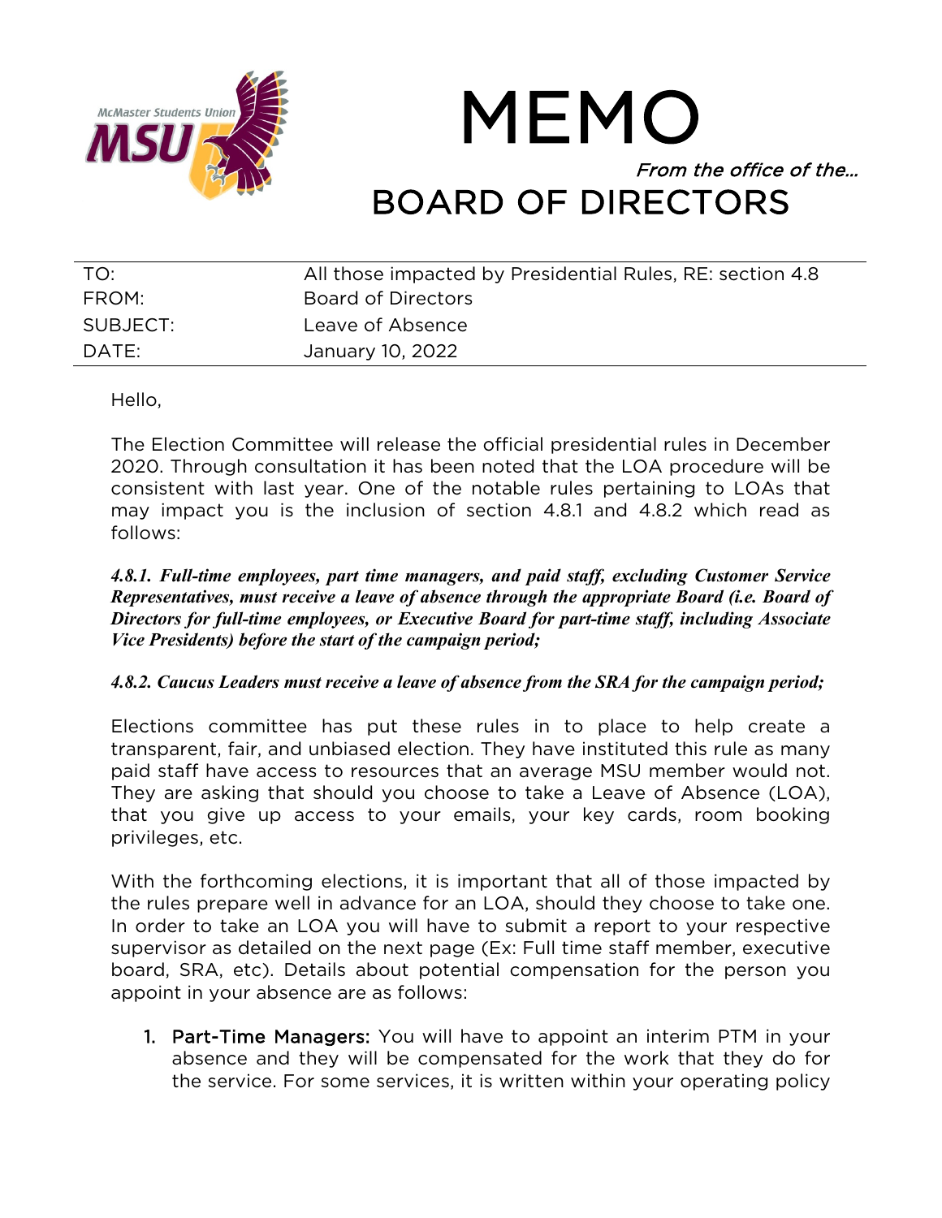# MEMO

*From the office of the…*

# BOARD OF DIRECTORS

| | |
|---|---|
| TO: | All those impacted by Presidential Rules, RE: section 4.8 |
| FROM: | Board of Directors |
| SUBJECT: | Leave of Absence |
| DATE: | January 10, 2022 |

Hello,

The Election Committee will release the official presidential rules in December 2020. Through consultation it has been noted that the LOA procedure will be consistent with last year. One of the notable rules pertaining to LOAs that may impact you is the inclusion of section 4.8.1 and 4.8.2 which read as follows:

***4.8.1. Full-time employees, part time managers, and paid staff, excluding Customer Service Representatives, must receive a leave of absence through the appropriate Board (i.e. Board of Directors for full-time employees, or Executive Board for part-time staff, including Associate Vice Presidents) before the start of the campaign period;***

***4.8.2. Caucus Leaders must receive a leave of absence from the SRA for the campaign period;***

Elections committee has put these rules in to place to help create a transparent, fair, and unbiased election. They have instituted this rule as many paid staff have access to resources that an average MSU member would not. They are asking that should you choose to take a Leave of Absence (LOA), that you give up access to your emails, your key cards, room booking privileges, etc.

With the forthcoming elections, it is important that all of those impacted by the rules prepare well in advance for an LOA, should they choose to take one. In order to take an LOA you will have to submit a report to your respective supervisor as detailed on the next page (Ex: Full time staff member, executive board, SRA, etc). Details about potential compensation for the person you appoint in your absence are as follows:

1. **Part-Time Managers:** You will have to appoint an interim PTM in your absence and they will be compensated for the work that they do for the service. For some services, it is written within your operating policy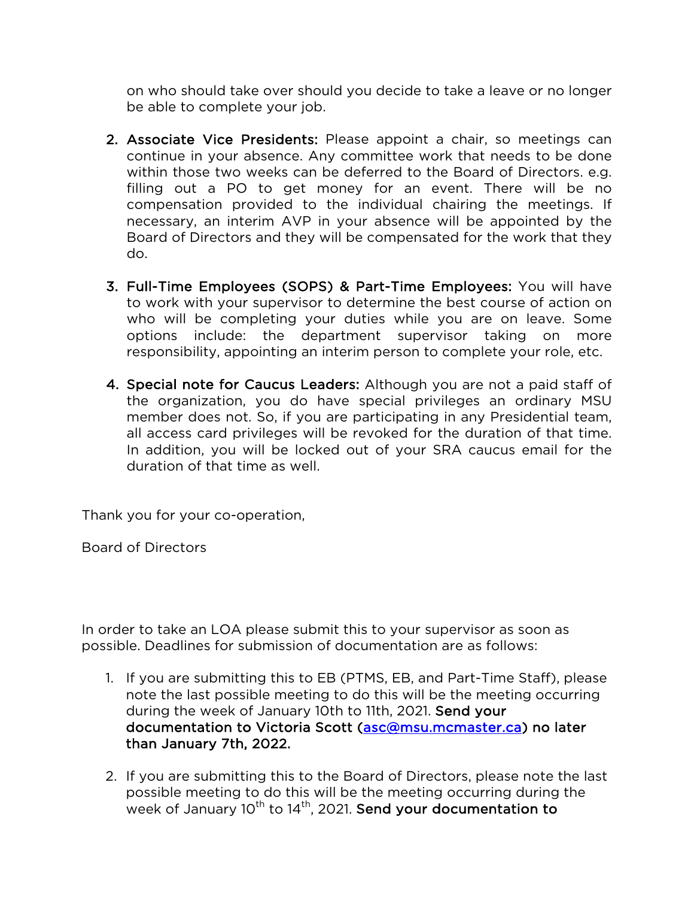on who should take over should you decide to take a leave or no longer be able to complete your job.

2. **Associate Vice Presidents:** Please appoint a chair, so meetings can continue in your absence. Any committee work that needs to be done within those two weeks can be deferred to the Board of Directors. e.g. filling out a PO to get money for an event. There will be no compensation provided to the individual chairing the meetings. If necessary, an interim AVP in your absence will be appointed by the Board of Directors and they will be compensated for the work that they do.

3. **Full-Time Employees (SOPS) & Part-Time Employees:** You will have to work with your supervisor to determine the best course of action on who will be completing your duties while you are on leave. Some options include: the department supervisor taking on more responsibility, appointing an interim person to complete your role, etc.

4. **Special note for Caucus Leaders:** Although you are not a paid staff of the organization, you do have special privileges an ordinary MSU member does not. So, if you are participating in any Presidential team, all access card privileges will be revoked for the duration of that time. In addition, you will be locked out of your SRA caucus email for the duration of that time as well.

Thank you for your co-operation,

Board of Directors

In order to take an LOA please submit this to your supervisor as soon as possible. Deadlines for submission of documentation are as follows:

1. If you are submitting this to EB (PTMS, EB, and Part-Time Staff), please note the last possible meeting to do this will be the meeting occurring during the week of January 10th to 11th, 2021. **Send your documentation to Victoria Scott (asc@msu.mcmaster.ca) no later than January 7th, 2022.**

2. If you are submitting this to the Board of Directors, please note the last possible meeting to do this will be the meeting occurring during the week of January 10th to 14th, 2021. **Send your documentation to**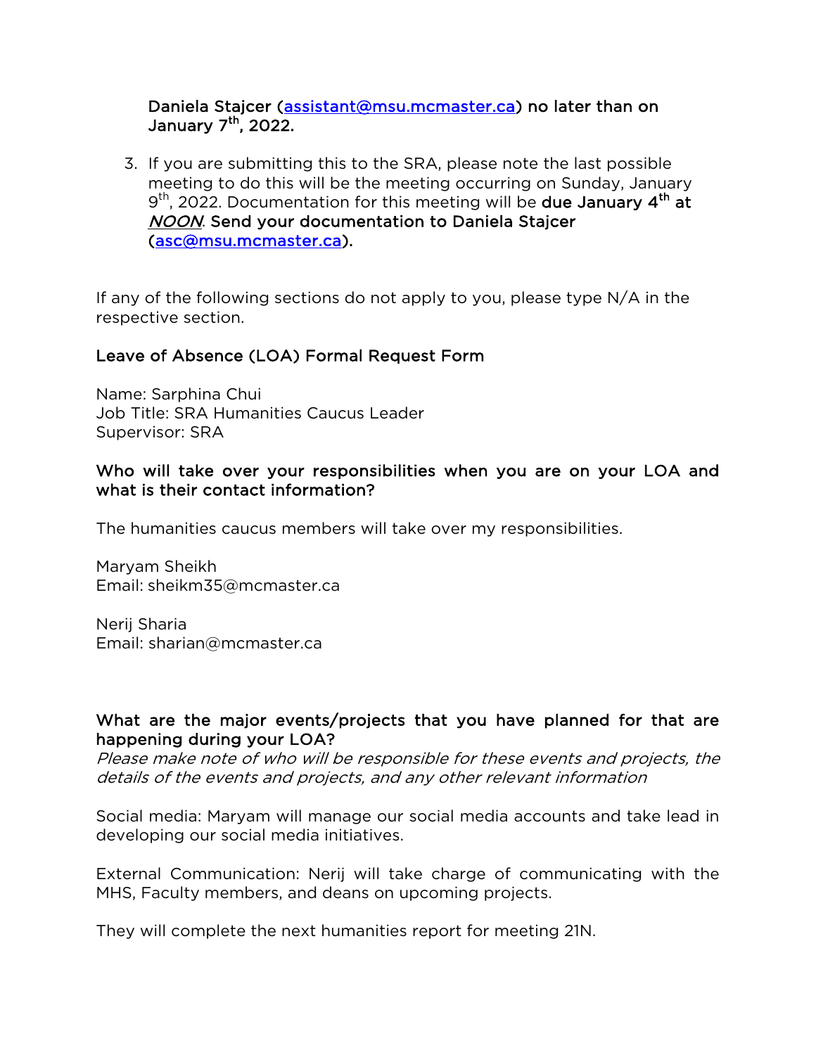Daniela Stajcer (assistant@msu.mcmaster.ca) no later than on January 7th, 2022.

3. If you are submitting this to the SRA, please note the last possible meeting to do this will be the meeting occurring on Sunday, January 9th, 2022. Documentation for this meeting will be **due January 4th at *NOON*. Send your documentation to Daniela Stajcer (asc@msu.mcmaster.ca).**

If any of the following sections do not apply to you, please type N/A in the respective section.

### Leave of Absence (LOA) Formal Request Form

Name: Sarphina Chui
Job Title: SRA Humanities Caucus Leader
Supervisor: SRA

**Who will take over your responsibilities when you are on your LOA and what is their contact information?**

The humanities caucus members will take over my responsibilities.

Maryam Sheikh
Email: sheikm35@mcmaster.ca

Nerij Sharia
Email: sharian@mcmaster.ca

**What are the major events/projects that you have planned for that are happening during your LOA?**
*Please make note of who will be responsible for these events and projects, the details of the events and projects, and any other relevant information*

Social media: Maryam will manage our social media accounts and take lead in developing our social media initiatives.

External Communication: Nerij will take charge of communicating with the MHS, Faculty members, and deans on upcoming projects.

They will complete the next humanities report for meeting 21N.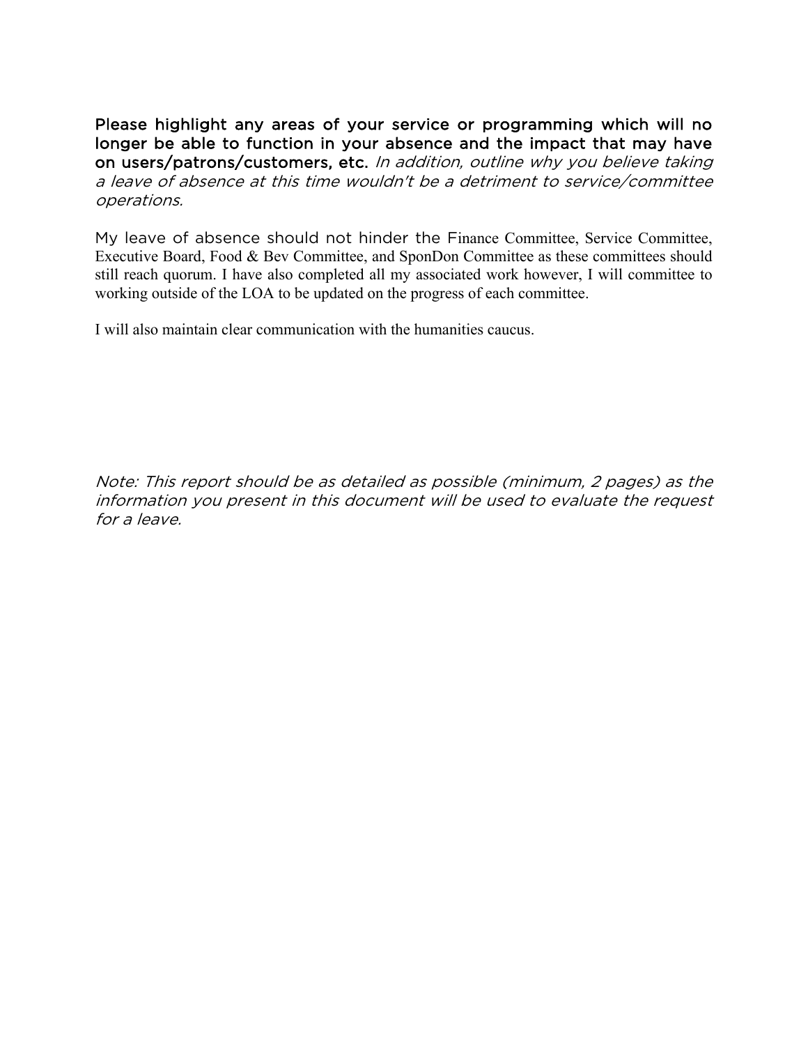**Please highlight any areas of your service or programming which will no longer be able to function in your absence and the impact that may have on users/patrons/customers, etc.** *In addition, outline why you believe taking a leave of absence at this time wouldn't be a detriment to service/committee operations.*

My leave of absence should not hinder the Finance Committee, Service Committee, Executive Board, Food & Bev Committee, and SponDon Committee as these committees should still reach quorum. I have also completed all my associated work however, I will committee to working outside of the LOA to be updated on the progress of each committee.

I will also maintain clear communication with the humanities caucus.

*Note: This report should be as detailed as possible (minimum, 2 pages) as the information you present in this document will be used to evaluate the request for a leave.*